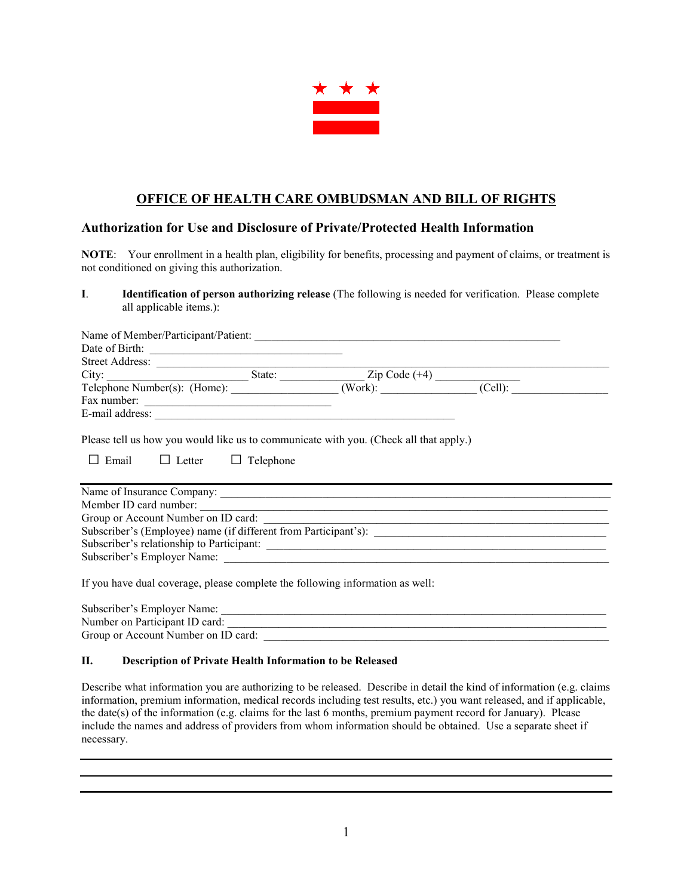## OFFICE OF HEALTH CARE OMBUDSMAN AND BILL OF RIGHTS

### Authorization for Use and Disclosure of Private/Protected Health Information

**NOTE**: Your enrollment in a health plan, eligibility for benefits, processing and payment of claims, or treatment is not conditioned on giving this authorization.

**I. Identification of person authorizing release** (The following is needed for verification. Please complete all applicable items.):

Name of Member/Participant/Patient: ______________________________________________________

Date of Birth: ______________________________

Street Address: ______________________________________________________________________

City: ______________________ State: ______________ Zip Code (+4) ______________

Telephone Number(s): (Home): ________________ (Work): _______________ (Cell): _______________

Fax number: _____________________________

E-mail address: ______________________________________________

Please tell us how you would like us to communicate with you. (Check all that apply.)

☐ Email ☐ Letter ☐ Telephone

---

Name of Insurance Company: ______________________________________________________________

Member ID card number: ________________________________________________________________

Group or Account Number on ID card: ______________________________________________________

Subscriber's (Employee) name (if different from Participant's): _________________________________

Subscriber's relationship to Participant: ____________________________________________________

Subscriber's Employer Name: ____________________________________________________________

If you have dual coverage, please complete the following information as well:

Subscriber's Employer Name: ____________________________________________________________

Number on Participant ID card: __________________________________________________________

Group or Account Number on ID card: ______________________________________________________

**II. Description of Private Health Information to be Released**

Describe what information you are authorizing to be released. Describe in detail the kind of information (e.g. claims information, premium information, medical records including test results, etc.) you want released, and if applicable, the date(s) of the information (e.g. claims for the last 6 months, premium payment record for January). Please include the names and address of providers from whom information should be obtained. Use a separate sheet if necessary.

______________________________________________________________________________________

______________________________________________________________________________________

______________________________________________________________________________________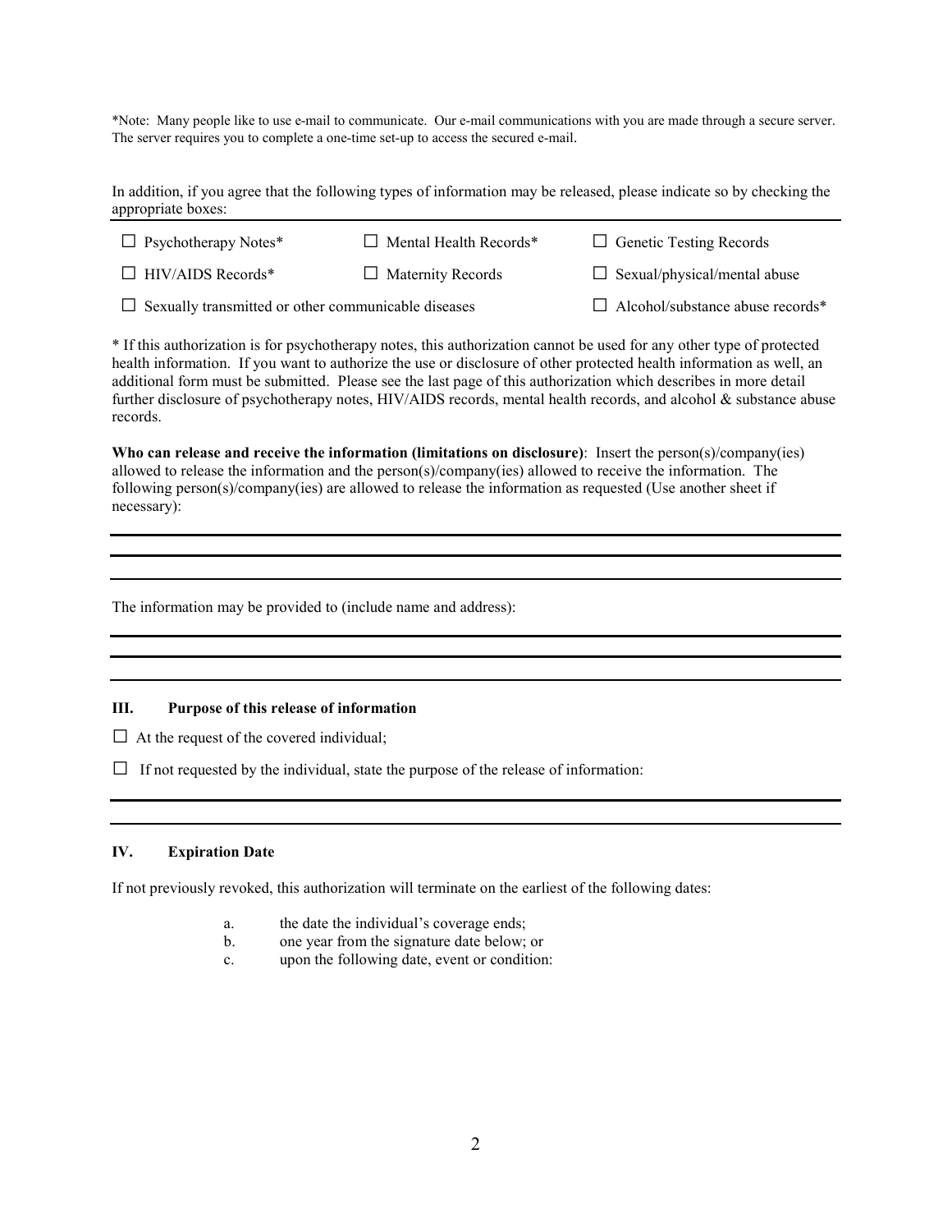*Note: Many people like to use e-mail to communicate. Our e-mail communications with you are made through a secure server. The server requires you to complete a one-time set-up to access the secured e-mail.

In addition, if you agree that the following types of information may be released, please indicate so by checking the appropriate boxes:

| | | |
|---|---|---|
| ☐ Psychotherapy Notes* | ☐ Mental Health Records* | ☐ Genetic Testing Records |
| ☐ HIV/AIDS Records* | ☐ Maternity Records | ☐ Sexual/physical/mental abuse |
| ☐ Sexually transmitted or other communicable diseases | | ☐ Alcohol/substance abuse records* |

* If this authorization is for psychotherapy notes, this authorization cannot be used for any other type of protected health information. If you want to authorize the use or disclosure of other protected health information as well, an additional form must be submitted. Please see the last page of this authorization which describes in more detail further disclosure of psychotherapy notes, HIV/AIDS records, mental health records, and alcohol & substance abuse records.

**Who can release and receive the information (limitations on disclosure)**: Insert the person(s)/company(ies) allowed to release the information and the person(s)/company(ies) allowed to receive the information. The following person(s)/company(ies) are allowed to release the information as requested (Use another sheet if necessary):

___

___

___

The information may be provided to (include name and address):

___

___

___

## III. Purpose of this release of information

☐ At the request of the covered individual;

☐ If not requested by the individual, state the purpose of the release of information:

___

___

## IV. Expiration Date

If not previously revoked, this authorization will terminate on the earliest of the following dates:

a. the date the individual's coverage ends;
b. one year from the signature date below; or
c. upon the following date, event or condition: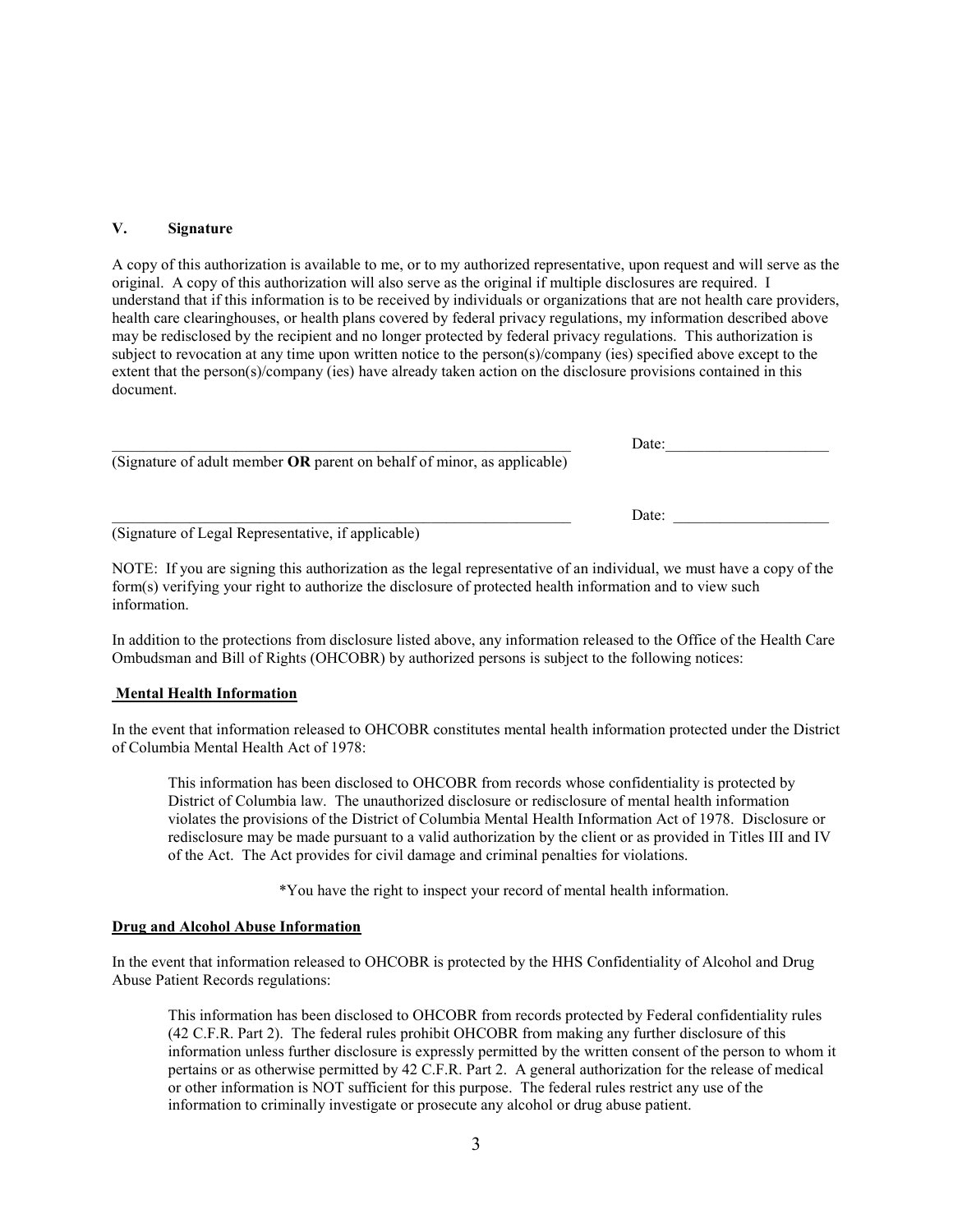## V. Signature

A copy of this authorization is available to me, or to my authorized representative, upon request and will serve as the original. A copy of this authorization will also serve as the original if multiple disclosures are required. I understand that if this information is to be received by individuals or organizations that are not health care providers, health care clearinghouses, or health plans covered by federal privacy regulations, my information described above may be redisclosed by the recipient and no longer protected by federal privacy regulations. This authorization is subject to revocation at any time upon written notice to the person(s)/company (ies) specified above except to the extent that the person(s)/company (ies) have already taken action on the disclosure provisions contained in this document.

\_\_\_\_\_\_\_\_\_\_\_\_\_\_\_\_\_\_\_\_\_\_\_\_\_\_\_\_\_\_\_\_\_\_\_\_\_\_\_\_\_\_\_\_\_\_\_\_\_\_\_\_\_\_\_\_ Date:\_\_\_\_\_\_\_\_\_\_\_\_\_\_\_\_\_\_\_\_\_

(Signature of adult member **OR** parent on behalf of minor, as applicable)

\_\_\_\_\_\_\_\_\_\_\_\_\_\_\_\_\_\_\_\_\_\_\_\_\_\_\_\_\_\_\_\_\_\_\_\_\_\_\_\_\_\_\_\_\_\_\_\_\_\_\_\_\_\_\_\_ Date: \_\_\_\_\_\_\_\_\_\_\_\_\_\_\_\_\_\_\_\_

(Signature of Legal Representative, if applicable)

NOTE: If you are signing this authorization as the legal representative of an individual, we must have a copy of the form(s) verifying your right to authorize the disclosure of protected health information and to view such information.

In addition to the protections from disclosure listed above, any information released to the Office of the Health Care Ombudsman and Bill of Rights (OHCOBR) by authorized persons is subject to the following notices:

**Mental Health Information**

In the event that information released to OHCOBR constitutes mental health information protected under the District of Columbia Mental Health Act of 1978:

> This information has been disclosed to OHCOBR from records whose confidentiality is protected by District of Columbia law. The unauthorized disclosure or redisclosure of mental health information violates the provisions of the District of Columbia Mental Health Information Act of 1978. Disclosure or redisclosure may be made pursuant to a valid authorization by the client or as provided in Titles III and IV of the Act. The Act provides for civil damage and criminal penalties for violations.
>
> *You have the right to inspect your record of mental health information.

**Drug and Alcohol Abuse Information**

In the event that information released to OHCOBR is protected by the HHS Confidentiality of Alcohol and Drug Abuse Patient Records regulations:

> This information has been disclosed to OHCOBR from records protected by Federal confidentiality rules (42 C.F.R. Part 2). The federal rules prohibit OHCOBR from making any further disclosure of this information unless further disclosure is expressly permitted by the written consent of the person to whom it pertains or as otherwise permitted by 42 C.F.R. Part 2. A general authorization for the release of medical or other information is NOT sufficient for this purpose. The federal rules restrict any use of the information to criminally investigate or prosecute any alcohol or drug abuse patient.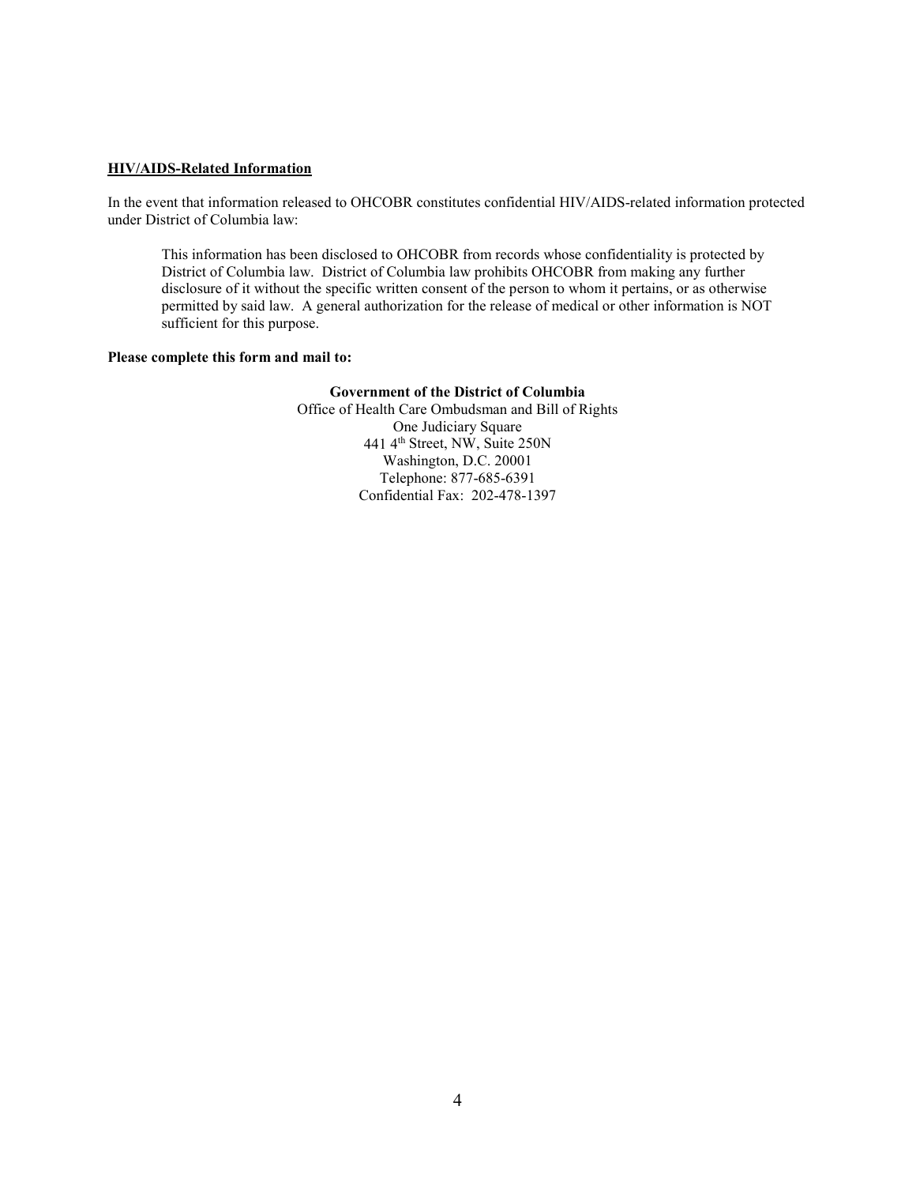**HIV/AIDS-Related Information**

In the event that information released to OHCOBR constitutes confidential HIV/AIDS-related information protected under District of Columbia law:

> This information has been disclosed to OHCOBR from records whose confidentiality is protected by District of Columbia law. District of Columbia law prohibits OHCOBR from making any further disclosure of it without the specific written consent of the person to whom it pertains, or as otherwise permitted by said law. A general authorization for the release of medical or other information is NOT sufficient for this purpose.

**Please complete this form and mail to:**

**Government of the District of Columbia**
Office of Health Care Ombudsman and Bill of Rights
One Judiciary Square
441 4th Street, NW, Suite 250N
Washington, D.C. 20001
Telephone: 877-685-6391
Confidential Fax: 202-478-1397